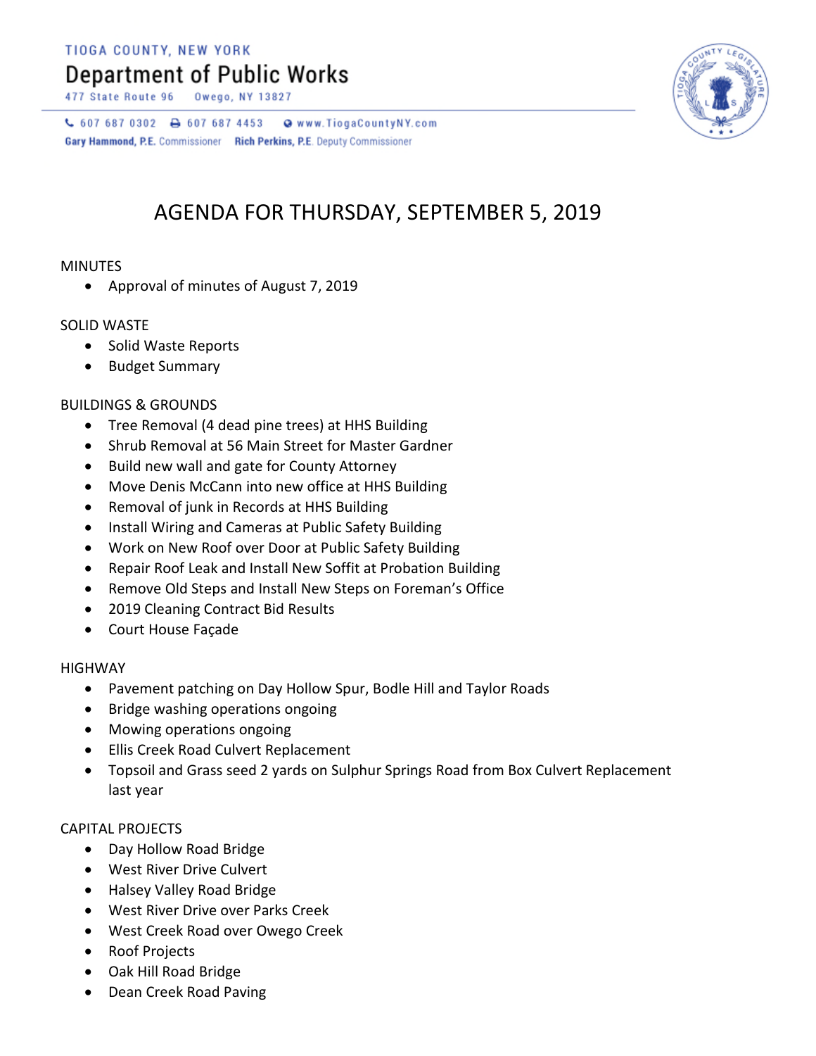TIOGA COUNTY, NEW YORK

# Department of Public Works

477 State Route 96 Owego, NY 13827

607 687 0302 607 687 4453 www.TiogaCountyNY.com

**Gary Hammond, P.E.** Commissioner **Rich Perkins, P.E.** Deputy Commissioner

## AGENDA FOR THURSDAY, SEPTEMBER 5, 2019

MINUTES

- Approval of minutes of August 7, 2019

SOLID WASTE

- Solid Waste Reports
- Budget Summary

BUILDINGS & GROUNDS

- Tree Removal (4 dead pine trees) at HHS Building
- Shrub Removal at 56 Main Street for Master Gardner
- Build new wall and gate for County Attorney
- Move Denis McCann into new office at HHS Building
- Removal of junk in Records at HHS Building
- Install Wiring and Cameras at Public Safety Building
- Work on New Roof over Door at Public Safety Building
- Repair Roof Leak and Install New Soffit at Probation Building
- Remove Old Steps and Install New Steps on Foreman's Office
- 2019 Cleaning Contract Bid Results
- Court House Façade

HIGHWAY

- Pavement patching on Day Hollow Spur, Bodle Hill and Taylor Roads
- Bridge washing operations ongoing
- Mowing operations ongoing
- Ellis Creek Road Culvert Replacement
- Topsoil and Grass seed 2 yards on Sulphur Springs Road from Box Culvert Replacement last year

CAPITAL PROJECTS

- Day Hollow Road Bridge
- West River Drive Culvert
- Halsey Valley Road Bridge
- West River Drive over Parks Creek
- West Creek Road over Owego Creek
- Roof Projects
- Oak Hill Road Bridge
- Dean Creek Road Paving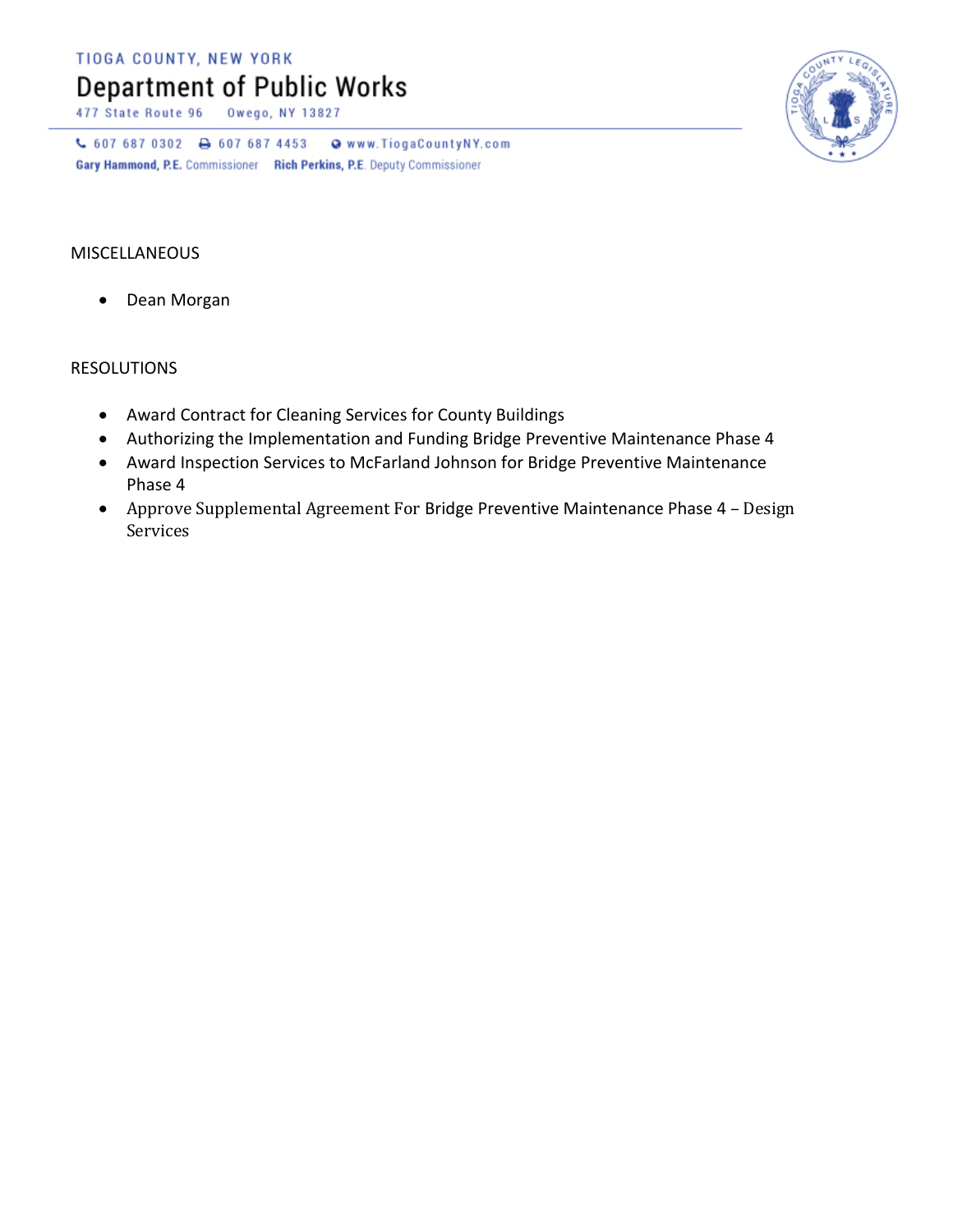TIOGA COUNTY, NEW YORK

# Department of Public Works

477 State Route 96 Owego, NY 13827

607 687 0302 607 687 4453 www.TiogaCountyNY.com

**Gary Hammond, P.E.** Commissioner **Rich Perkins, P.E.** Deputy Commissioner

MISCELLANEOUS

- Dean Morgan

RESOLUTIONS

- Award Contract for Cleaning Services for County Buildings
- Authorizing the Implementation and Funding Bridge Preventive Maintenance Phase 4
- Award Inspection Services to McFarland Johnson for Bridge Preventive Maintenance Phase 4
- Approve Supplemental Agreement For Bridge Preventive Maintenance Phase 4 – Design Services